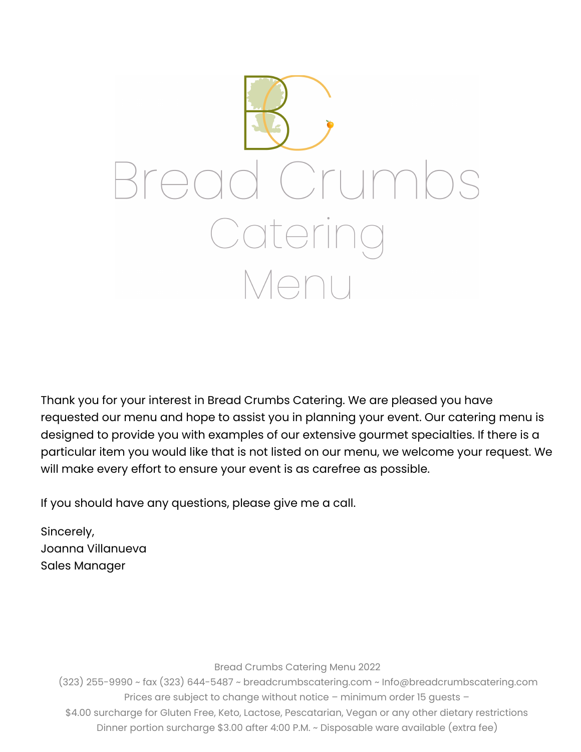# Bread Crumbs Catering Menu

Thank you for your interest in Bread Crumbs Catering. We are pleased you have requested our menu and hope to assist you in planning your event. Our catering menu is designed to provide you with examples of our extensive gourmet specialties. If there is a particular item you would like that is not listed on our menu, we welcome your request. We will make every effort to ensure your event is as carefree as possible.

If you should have any questions, please give me a call.

Sincerely,
Joanna Villanueva
Sales Manager

Bread Crumbs Catering Menu 2022
(323) 255-9990 ~ fax (323) 644-5487 ~ breadcrumbscatering.com ~ Info@breadcrumbscatering.com
Prices are subject to change without notice – minimum order 15 guests –
$4.00 surcharge for Gluten Free, Keto, Lactose, Pescatarian, Vegan or any other dietary restrictions
Dinner portion surcharge $3.00 after 4:00 P.M. ~ Disposable ware available (extra fee)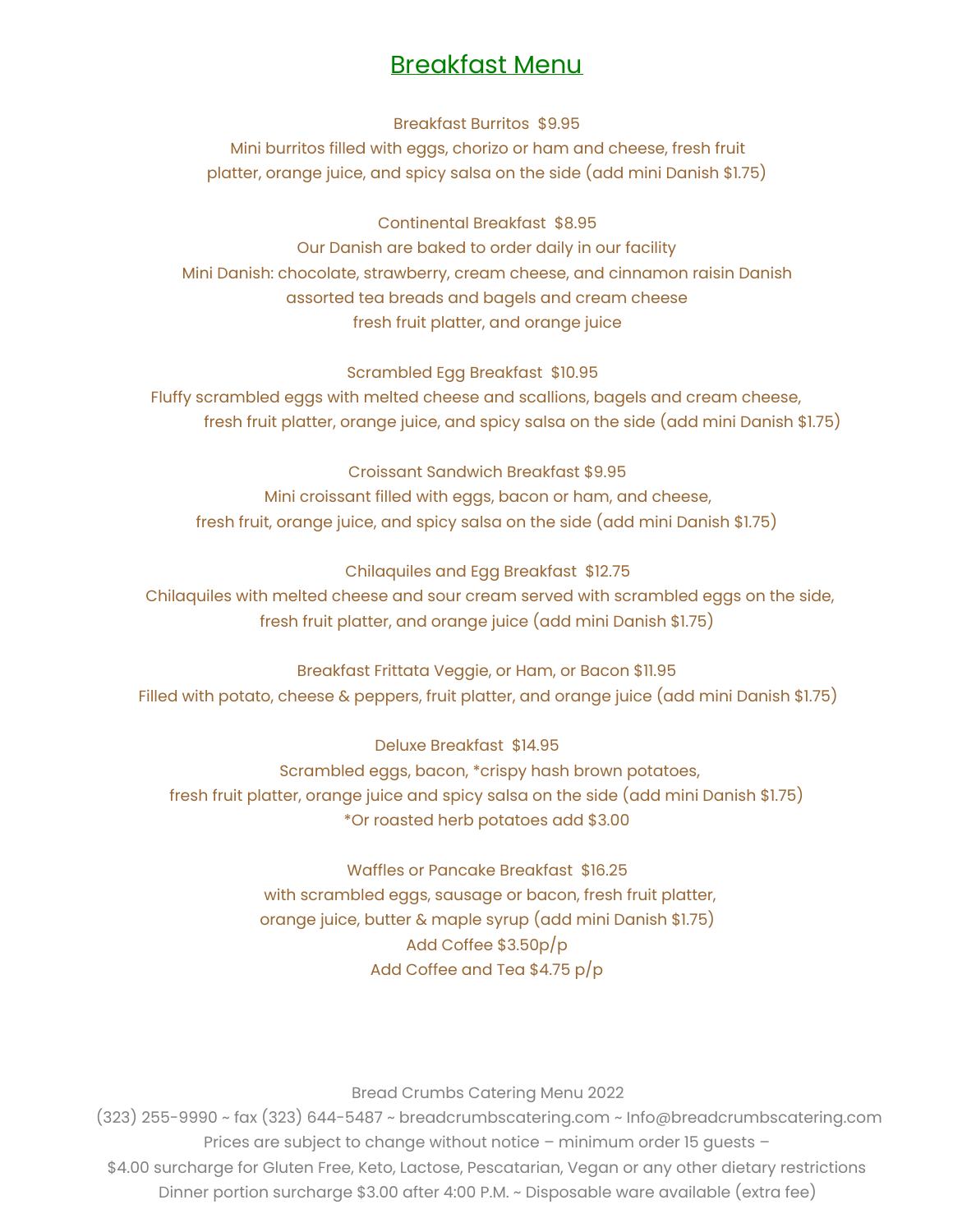# Breakfast Menu

**Breakfast Burritos $9.95**
Mini burritos filled with eggs, chorizo or ham and cheese, fresh fruit platter, orange juice, and spicy salsa on the side (add mini Danish $1.75)

**Continental Breakfast $8.95**
Our Danish are baked to order daily in our facility
Mini Danish: chocolate, strawberry, cream cheese, and cinnamon raisin Danish
assorted tea breads and bagels and cream cheese
fresh fruit platter, and orange juice

**Scrambled Egg Breakfast $10.95**
Fluffy scrambled eggs with melted cheese and scallions, bagels and cream cheese, fresh fruit platter, orange juice, and spicy salsa on the side (add mini Danish $1.75)

**Croissant Sandwich Breakfast $9.95**
Mini croissant filled with eggs, bacon or ham, and cheese,
fresh fruit, orange juice, and spicy salsa on the side (add mini Danish $1.75)

**Chilaquiles and Egg Breakfast $12.75**
Chilaquiles with melted cheese and sour cream served with scrambled eggs on the side, fresh fruit platter, and orange juice (add mini Danish $1.75)

**Breakfast Frittata Veggie, or Ham, or Bacon $11.95**
Filled with potato, cheese & peppers, fruit platter, and orange juice (add mini Danish $1.75)

**Deluxe Breakfast $14.95**
Scrambled eggs, bacon, *crispy hash brown potatoes,
fresh fruit platter, orange juice and spicy salsa on the side (add mini Danish $1.75)
*Or roasted herb potatoes add $3.00

**Waffles or Pancake Breakfast $16.25**
with scrambled eggs, sausage or bacon, fresh fruit platter,
orange juice, butter & maple syrup (add mini Danish $1.75)
Add Coffee $3.50p/p
Add Coffee and Tea $4.75 p/p

Bread Crumbs Catering Menu 2022
(323) 255-9990 ~ fax (323) 644-5487 ~ breadcrumbscatering.com ~ Info@breadcrumbscatering.com
Prices are subject to change without notice – minimum order 15 guests –
$4.00 surcharge for Gluten Free, Keto, Lactose, Pescatarian, Vegan or any other dietary restrictions
Dinner portion surcharge $3.00 after 4:00 P.M. ~ Disposable ware available (extra fee)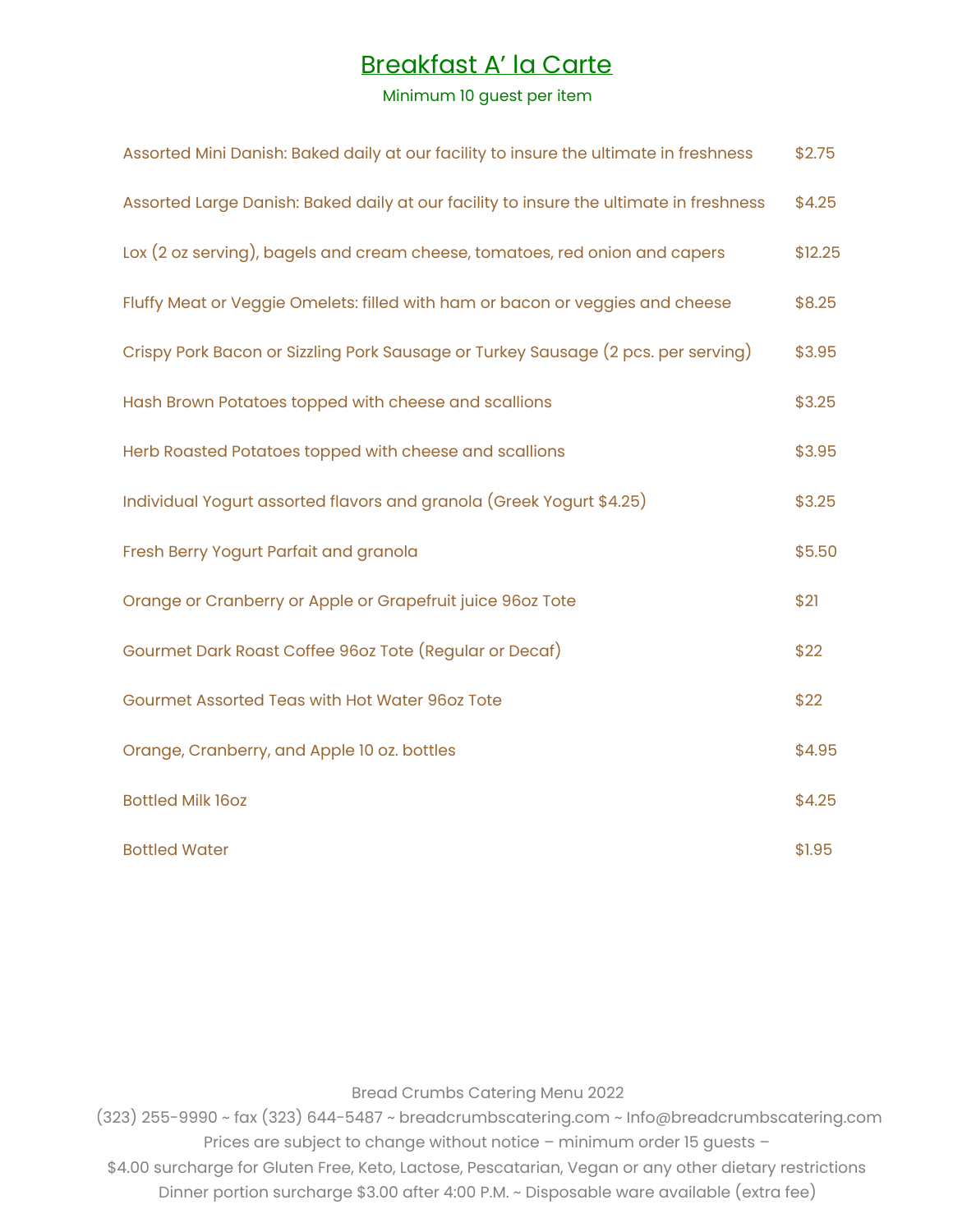# Breakfast A' la Carte

Minimum 10 guest per item

| Item | Price |
| --- | --- |
| Assorted Mini Danish: Baked daily at our facility to insure the ultimate in freshness | $2.75 |
| Assorted Large Danish: Baked daily at our facility to insure the ultimate in freshness | $4.25 |
| Lox (2 oz serving), bagels and cream cheese, tomatoes, red onion and capers | $12.25 |
| Fluffy Meat or Veggie Omelets: filled with ham or bacon or veggies and cheese | $8.25 |
| Crispy Pork Bacon or Sizzling Pork Sausage or Turkey Sausage (2 pcs. per serving) | $3.95 |
| Hash Brown Potatoes topped with cheese and scallions | $3.25 |
| Herb Roasted Potatoes topped with cheese and scallions | $3.95 |
| Individual Yogurt assorted flavors and granola (Greek Yogurt $4.25) | $3.25 |
| Fresh Berry Yogurt Parfait and granola | $5.50 |
| Orange or Cranberry or Apple or Grapefruit juice 96oz Tote | $21 |
| Gourmet Dark Roast Coffee 96oz Tote (Regular or Decaf) | $22 |
| Gourmet Assorted Teas with Hot Water 96oz Tote | $22 |
| Orange, Cranberry, and Apple 10 oz. bottles | $4.95 |
| Bottled Milk 16oz | $4.25 |
| Bottled Water | $1.95 |

Bread Crumbs Catering Menu 2022
(323) 255-9990 ~ fax (323) 644-5487 ~ breadcrumbscatering.com ~ Info@breadcrumbscatering.com
Prices are subject to change without notice – minimum order 15 guests –
$4.00 surcharge for Gluten Free, Keto, Lactose, Pescatarian, Vegan or any other dietary restrictions
Dinner portion surcharge $3.00 after 4:00 P.M. ~ Disposable ware available (extra fee)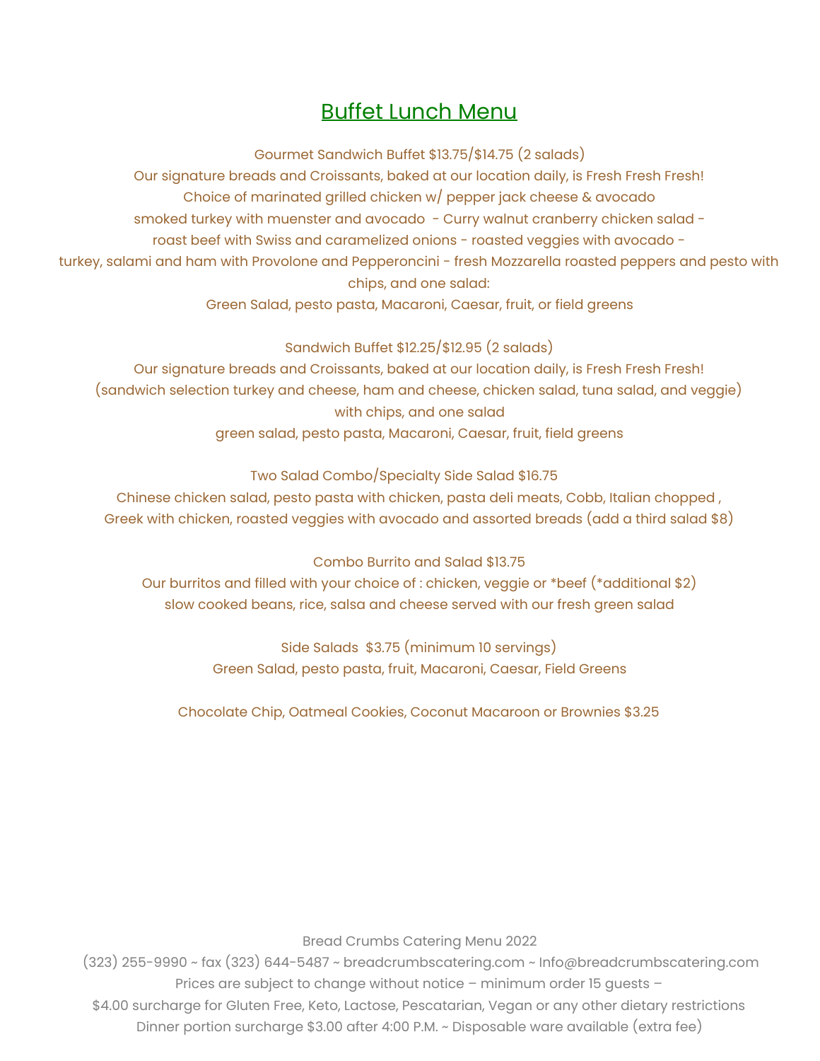# Buffet Lunch Menu

Gourmet Sandwich Buffet $13.75/$14.75 (2 salads)

Our signature breads and Croissants, baked at our location daily, is Fresh Fresh Fresh!

Choice of marinated grilled chicken w/ pepper jack cheese & avocado

smoked turkey with muenster and avocado - Curry walnut cranberry chicken salad -

roast beef with Swiss and caramelized onions - roasted veggies with avocado -

turkey, salami and ham with Provolone and Pepperoncini - fresh Mozzarella roasted peppers and pesto with chips, and one salad:

Green Salad, pesto pasta, Macaroni, Caesar, fruit, or field greens

Sandwich Buffet $12.25/$12.95 (2 salads)

Our signature breads and Croissants, baked at our location daily, is Fresh Fresh Fresh!

(sandwich selection turkey and cheese, ham and cheese, chicken salad, tuna salad, and veggie)

with chips, and one salad

green salad, pesto pasta, Macaroni, Caesar, fruit, field greens

Two Salad Combo/Specialty Side Salad $16.75

Chinese chicken salad, pesto pasta with chicken, pasta deli meats, Cobb, Italian chopped ,

Greek with chicken, roasted veggies with avocado and assorted breads (add a third salad $8)

Combo Burrito and Salad $13.75

Our burritos and filled with your choice of : chicken, veggie or *beef (*additional $2)

slow cooked beans, rice, salsa and cheese served with our fresh green salad

Side Salads $3.75 (minimum 10 servings)

Green Salad, pesto pasta, fruit, Macaroni, Caesar, Field Greens

Chocolate Chip, Oatmeal Cookies, Coconut Macaroon or Brownies $3.25

Bread Crumbs Catering Menu 2022

(323) 255-9990 ~ fax (323) 644-5487 ~ breadcrumbscatering.com ~ Info@breadcrumbscatering.com

Prices are subject to change without notice – minimum order 15 guests –

$4.00 surcharge for Gluten Free, Keto, Lactose, Pescatarian, Vegan or any other dietary restrictions

Dinner portion surcharge $3.00 after 4:00 P.M. ~ Disposable ware available (extra fee)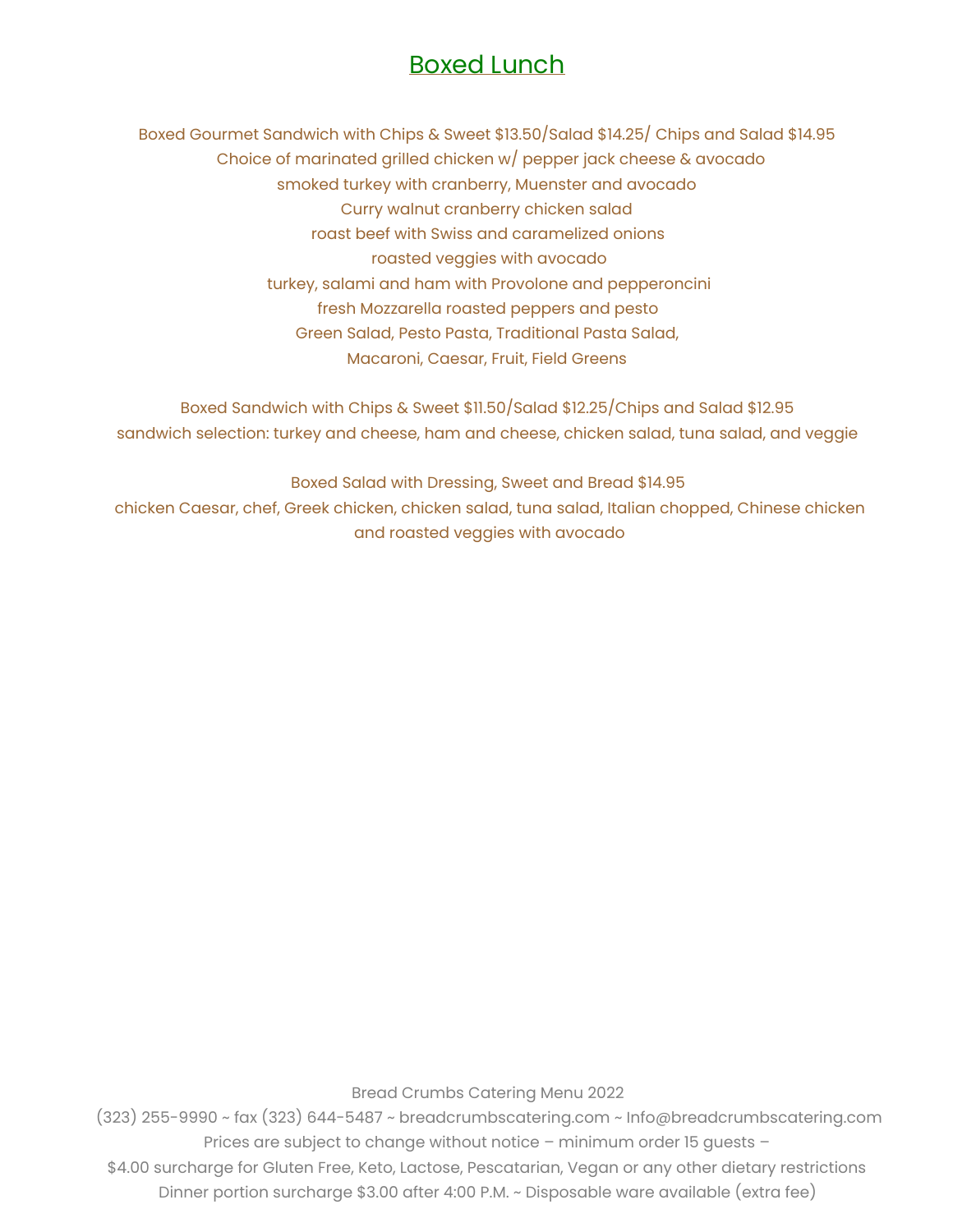# Boxed Lunch

Boxed Gourmet Sandwich with Chips & Sweet $13.50/Salad $14.25/ Chips and Salad $14.95
Choice of marinated grilled chicken w/ pepper jack cheese & avocado
smoked turkey with cranberry, Muenster and avocado
Curry walnut cranberry chicken salad
roast beef with Swiss and caramelized onions
roasted veggies with avocado
turkey, salami and ham with Provolone and pepperoncini
fresh Mozzarella roasted peppers and pesto
Green Salad, Pesto Pasta, Traditional Pasta Salad,
Macaroni, Caesar, Fruit, Field Greens

Boxed Sandwich with Chips & Sweet $11.50/Salad $12.25/Chips and Salad $12.95
sandwich selection: turkey and cheese, ham and cheese, chicken salad, tuna salad, and veggie

Boxed Salad with Dressing, Sweet and Bread $14.95
chicken Caesar, chef, Greek chicken, chicken salad, tuna salad, Italian chopped, Chinese chicken and roasted veggies with avocado

Bread Crumbs Catering Menu 2022
(323) 255-9990 ~ fax (323) 644-5487 ~ breadcrumbscatering.com ~ Info@breadcrumbscatering.com
Prices are subject to change without notice – minimum order 15 guests –
$4.00 surcharge for Gluten Free, Keto, Lactose, Pescatarian, Vegan or any other dietary restrictions
Dinner portion surcharge $3.00 after 4:00 P.M. ~ Disposable ware available (extra fee)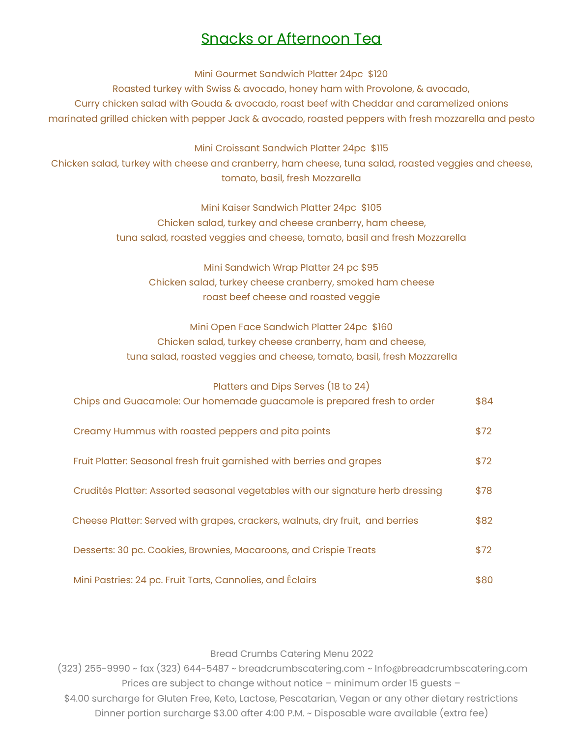# Snacks or Afternoon Tea

**Mini Gourmet Sandwich Platter 24pc $120**
Roasted turkey with Swiss & avocado, honey ham with Provolone, & avocado,
Curry chicken salad with Gouda & avocado, roast beef with Cheddar and caramelized onions
marinated grilled chicken with pepper Jack & avocado, roasted peppers with fresh mozzarella and pesto

**Mini Croissant Sandwich Platter 24pc $115**
Chicken salad, turkey with cheese and cranberry, ham cheese, tuna salad, roasted veggies and cheese,
tomato, basil, fresh Mozzarella

**Mini Kaiser Sandwich Platter 24pc $105**
Chicken salad, turkey and cheese cranberry, ham cheese,
tuna salad, roasted veggies and cheese, tomato, basil and fresh Mozzarella

**Mini Sandwich Wrap Platter 24 pc $95**
Chicken salad, turkey cheese cranberry, smoked ham cheese
roast beef cheese and roasted veggie

**Mini Open Face Sandwich Platter 24pc $160**
Chicken salad, turkey cheese cranberry, ham and cheese,
tuna salad, roasted veggies and cheese, tomato, basil, fresh Mozzarella

**Platters and Dips Serves (18 to 24)**

| Item | Price |
| --- | --- |
| Chips and Guacamole: Our homemade guacamole is prepared fresh to order | $84 |
| Creamy Hummus with roasted peppers and pita points | $72 |
| Fruit Platter: Seasonal fresh fruit garnished with berries and grapes | $72 |
| Crudités Platter: Assorted seasonal vegetables with our signature herb dressing | $78 |
| Cheese Platter: Served with grapes, crackers, walnuts, dry fruit, and berries | $82 |
| Desserts: 30 pc. Cookies, Brownies, Macaroons, and Crispie Treats | $72 |
| Mini Pastries: 24 pc. Fruit Tarts, Cannolies, and Éclairs | $80 |

Bread Crumbs Catering Menu 2022
(323) 255-9990 ~ fax (323) 644-5487 ~ breadcrumbscatering.com ~ Info@breadcrumbscatering.com
Prices are subject to change without notice – minimum order 15 guests –
$4.00 surcharge for Gluten Free, Keto, Lactose, Pescatarian, Vegan or any other dietary restrictions
Dinner portion surcharge $3.00 after 4:00 P.M. ~ Disposable ware available (extra fee)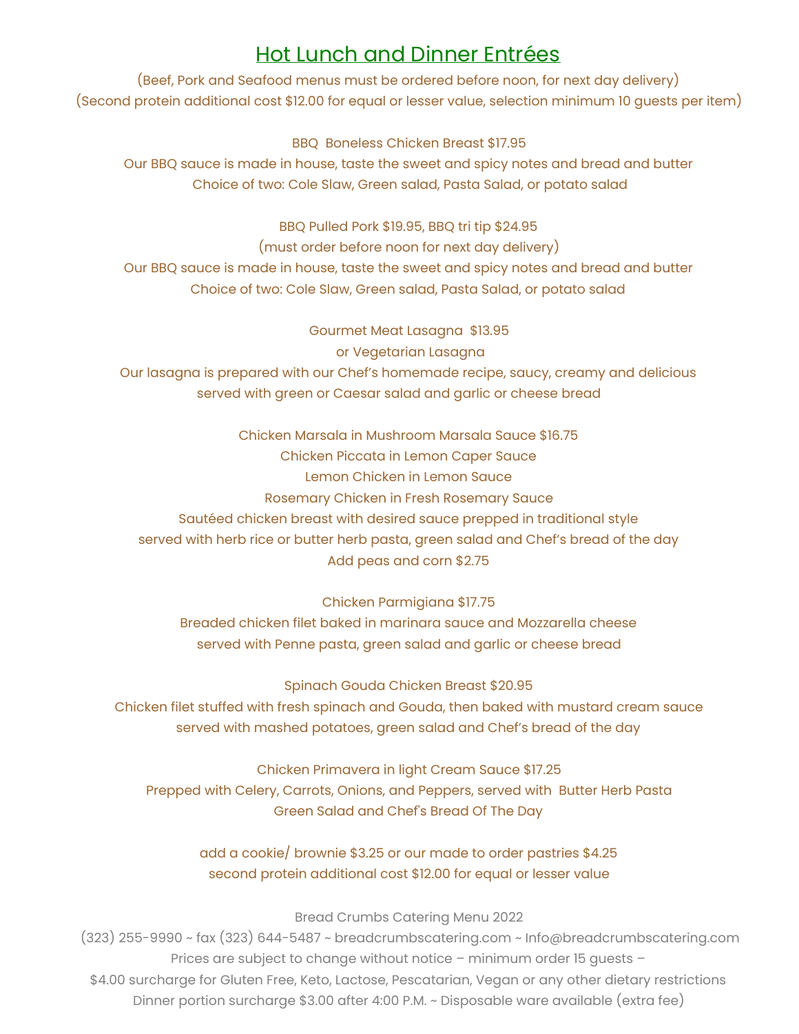## Hot Lunch and Dinner Entrées

(Beef, Pork and Seafood menus must be ordered before noon, for next day delivery)
(Second protein additional cost $12.00 for equal or lesser value, selection minimum 10 guests per item)

BBQ  Boneless Chicken Breast $17.95
Our BBQ sauce is made in house, taste the sweet and spicy notes and bread and butter
Choice of two: Cole Slaw, Green salad, Pasta Salad, or potato salad

BBQ Pulled Pork $19.95, BBQ tri tip $24.95
(must order before noon for next day delivery)
Our BBQ sauce is made in house, taste the sweet and spicy notes and bread and butter
Choice of two: Cole Slaw, Green salad, Pasta Salad, or potato salad

Gourmet Meat Lasagna  $13.95
or Vegetarian Lasagna
Our lasagna is prepared with our Chef's homemade recipe, saucy, creamy and delicious
served with green or Caesar salad and garlic or cheese bread

Chicken Marsala in Mushroom Marsala Sauce $16.75
Chicken Piccata in Lemon Caper Sauce
Lemon Chicken in Lemon Sauce
Rosemary Chicken in Fresh Rosemary Sauce
Sautéed chicken breast with desired sauce prepped in traditional style
served with herb rice or butter herb pasta, green salad and Chef's bread of the day
Add peas and corn $2.75

Chicken Parmigiana $17.75
Breaded chicken filet baked in marinara sauce and Mozzarella cheese
served with Penne pasta, green salad and garlic or cheese bread

Spinach Gouda Chicken Breast $20.95
Chicken filet stuffed with fresh spinach and Gouda, then baked with mustard cream sauce
served with mashed potatoes, green salad and Chef's bread of the day

Chicken Primavera in light Cream Sauce $17.25
Prepped with Celery, Carrots, Onions, and Peppers, served with  Butter Herb Pasta
Green Salad and Chef's Bread Of The Day

add a cookie/ brownie $3.25 or our made to order pastries $4.25
second protein additional cost $12.00 for equal or lesser value

Bread Crumbs Catering Menu 2022
(323) 255-9990 ~ fax (323) 644-5487 ~ breadcrumbscatering.com ~ Info@breadcrumbscatering.com
Prices are subject to change without notice – minimum order 15 guests –
$4.00 surcharge for Gluten Free, Keto, Lactose, Pescatarian, Vegan or any other dietary restrictions
Dinner portion surcharge $3.00 after 4:00 P.M. ~ Disposable ware available (extra fee)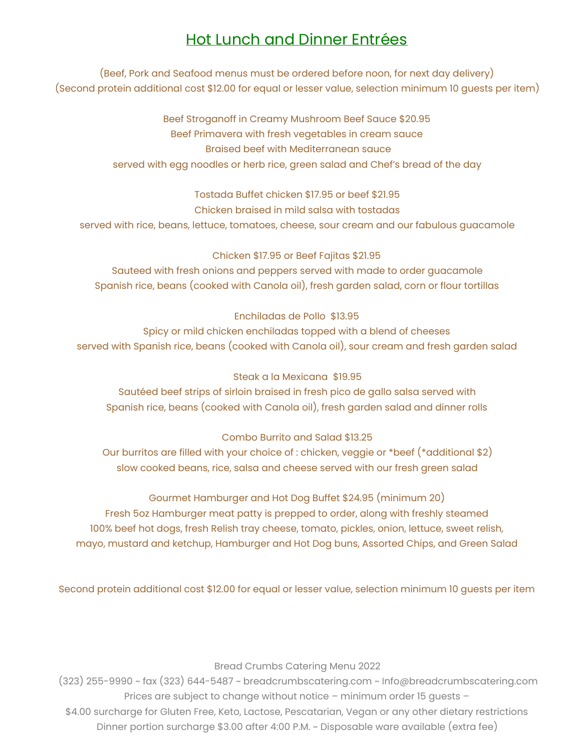# Hot Lunch and Dinner Entrées

(Beef, Pork and Seafood menus must be ordered before noon, for next day delivery)
(Second protein additional cost $12.00 for equal or lesser value, selection minimum 10 guests per item)

Beef Stroganoff in Creamy Mushroom Beef Sauce $20.95
Beef Primavera with fresh vegetables in cream sauce
Braised beef with Mediterranean sauce
served with egg noodles or herb rice, green salad and Chef's bread of the day

Tostada Buffet chicken $17.95 or beef $21.95
Chicken braised in mild salsa with tostadas
served with rice, beans, lettuce, tomatoes, cheese, sour cream and our fabulous guacamole

Chicken $17.95 or Beef Fajitas $21.95
Sauteed with fresh onions and peppers served with made to order guacamole
Spanish rice, beans (cooked with Canola oil), fresh garden salad, corn or flour tortillas

Enchiladas de Pollo $13.95
Spicy or mild chicken enchiladas topped with a blend of cheeses
served with Spanish rice, beans (cooked with Canola oil), sour cream and fresh garden salad

Steak a la Mexicana $19.95
Sautéed beef strips of sirloin braised in fresh pico de gallo salsa served with
Spanish rice, beans (cooked with Canola oil), fresh garden salad and dinner rolls

Combo Burrito and Salad $13.25
Our burritos are filled with your choice of : chicken, veggie or *beef (*additional $2)
slow cooked beans, rice, salsa and cheese served with our fresh green salad

Gourmet Hamburger and Hot Dog Buffet $24.95 (minimum 20)
Fresh 5oz Hamburger meat patty is prepped to order, along with freshly steamed
100% beef hot dogs, fresh Relish tray cheese, tomato, pickles, onion, lettuce, sweet relish,
mayo, mustard and ketchup, Hamburger and Hot Dog buns, Assorted Chips, and Green Salad

Second protein additional cost $12.00 for equal or lesser value, selection minimum 10 guests per item

Bread Crumbs Catering Menu 2022
(323) 255-9990 ~ fax (323) 644-5487 ~ breadcrumbscatering.com ~ Info@breadcrumbscatering.com
Prices are subject to change without notice – minimum order 15 guests –
$4.00 surcharge for Gluten Free, Keto, Lactose, Pescatarian, Vegan or any other dietary restrictions
Dinner portion surcharge $3.00 after 4:00 P.M. ~ Disposable ware available (extra fee)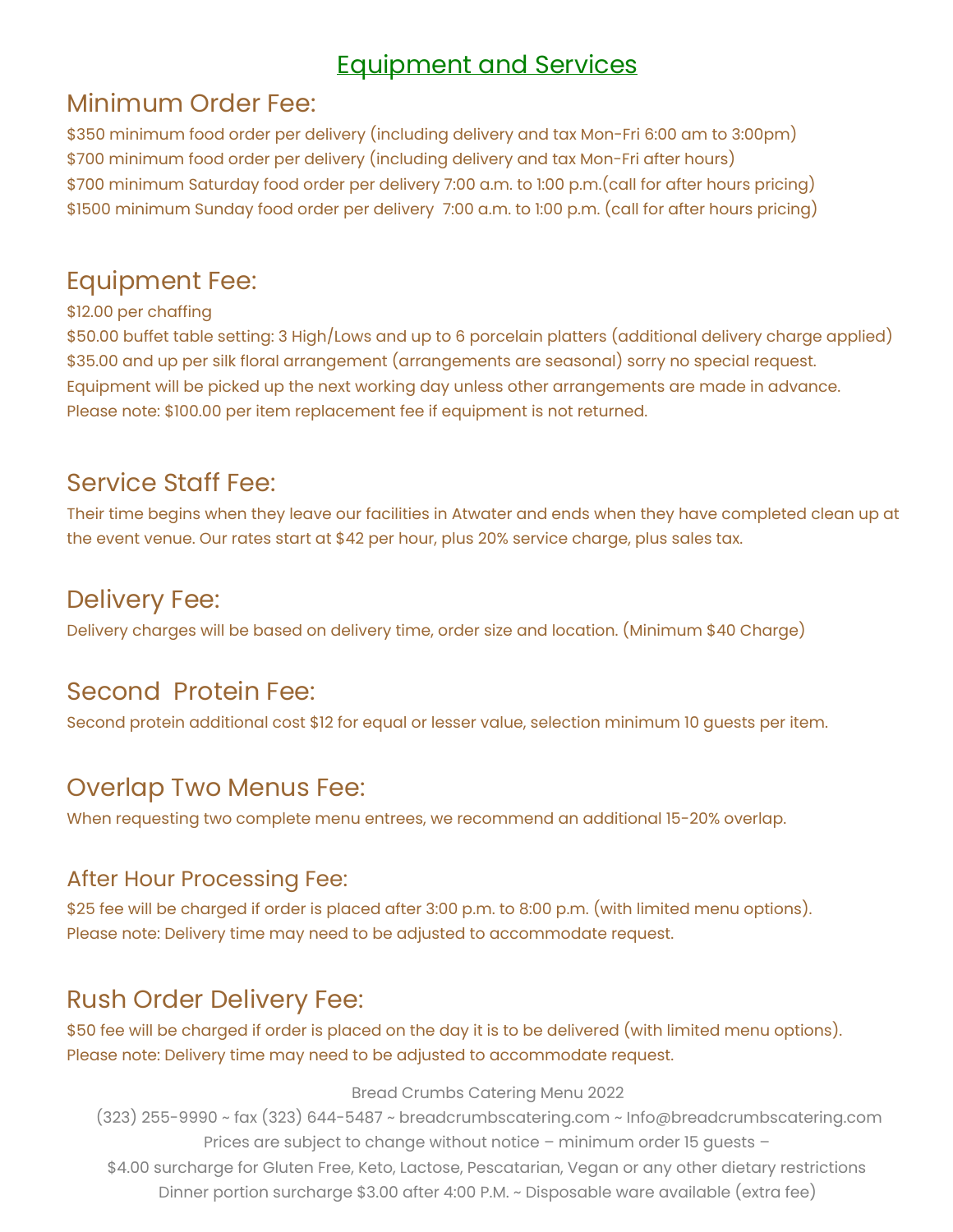# Equipment and Services

## Minimum Order Fee:

$350 minimum food order per delivery (including delivery and tax Mon-Fri 6:00 am to 3:00pm)
$700 minimum food order per delivery (including delivery and tax Mon-Fri after hours)
$700 minimum Saturday food order per delivery 7:00 a.m. to 1:00 p.m.(call for after hours pricing)
$1500 minimum Sunday food order per delivery 7:00 a.m. to 1:00 p.m. (call for after hours pricing)

## Equipment Fee:

$12.00 per chaffing
$50.00 buffet table setting: 3 High/Lows and up to 6 porcelain platters (additional delivery charge applied)
$35.00 and up per silk floral arrangement (arrangements are seasonal) sorry no special request.
Equipment will be picked up the next working day unless other arrangements are made in advance.
Please note: $100.00 per item replacement fee if equipment is not returned.

## Service Staff Fee:

Their time begins when they leave our facilities in Atwater and ends when they have completed clean up at the event venue. Our rates start at $42 per hour, plus 20% service charge, plus sales tax.

## Delivery Fee:

Delivery charges will be based on delivery time, order size and location. (Minimum $40 Charge)

## Second Protein Fee:

Second protein additional cost $12 for equal or lesser value, selection minimum 10 guests per item.

## Overlap Two Menus Fee:

When requesting two complete menu entrees, we recommend an additional 15-20% overlap.

### After Hour Processing Fee:

$25 fee will be charged if order is placed after 3:00 p.m. to 8:00 p.m. (with limited menu options).
Please note: Delivery time may need to be adjusted to accommodate request.

## Rush Order Delivery Fee:

$50 fee will be charged if order is placed on the day it is to be delivered (with limited menu options).
Please note: Delivery time may need to be adjusted to accommodate request.

Bread Crumbs Catering Menu 2022
(323) 255-9990 ~ fax (323) 644-5487 ~ breadcrumbscatering.com ~ Info@breadcrumbscatering.com
Prices are subject to change without notice – minimum order 15 guests –
$4.00 surcharge for Gluten Free, Keto, Lactose, Pescatarian, Vegan or any other dietary restrictions
Dinner portion surcharge $3.00 after 4:00 P.M. ~ Disposable ware available (extra fee)